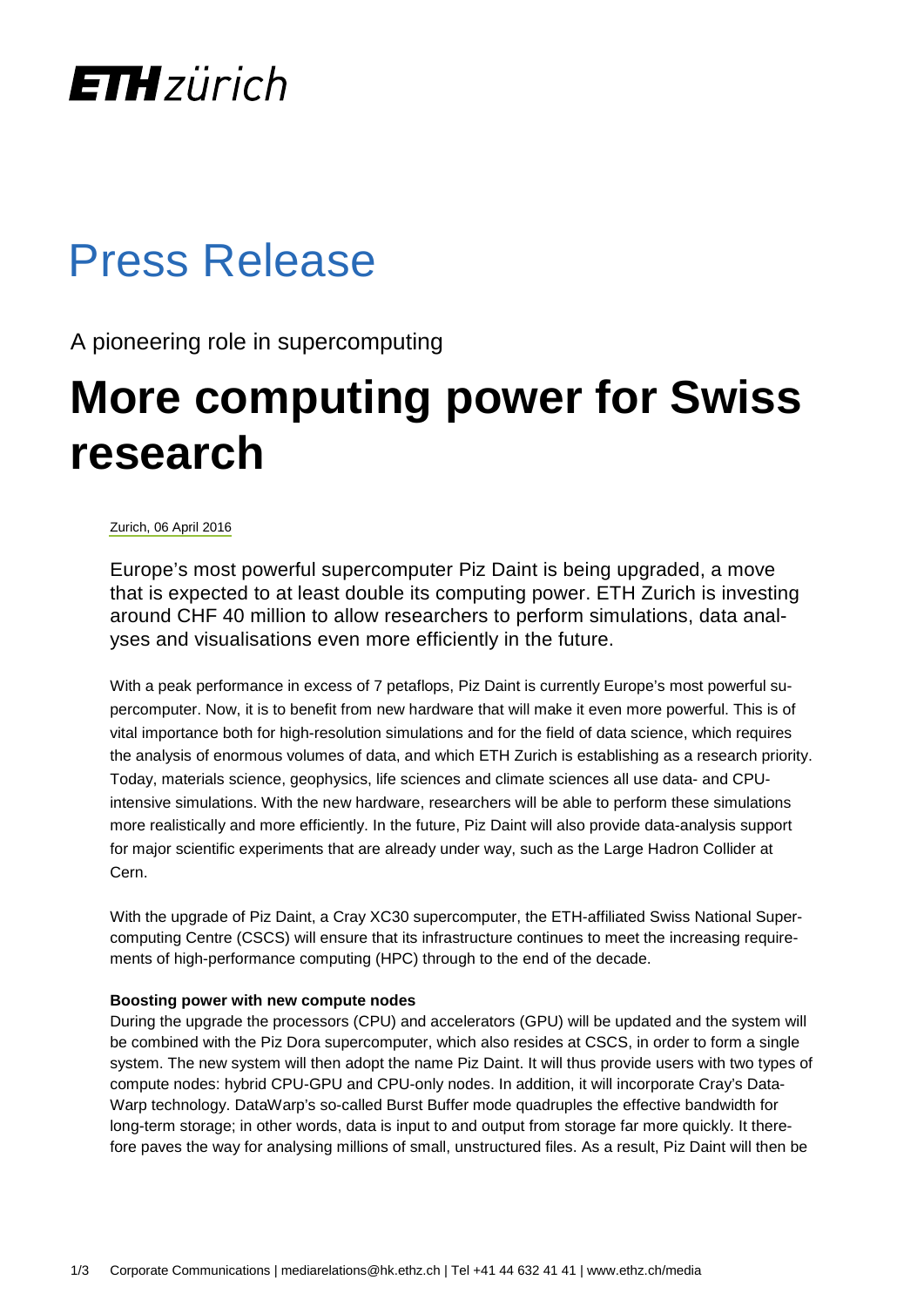ETH zürich

# Press Release

A pioneering role in supercomputing

# More computing power for Swiss research

Zurich, 06 April 2016

Europe's most powerful supercomputer Piz Daint is being upgraded, a move that is expected to at least double its computing power. ETH Zurich is investing around CHF 40 million to allow researchers to perform simulations, data analyses and visualisations even more efficiently in the future.

With a peak performance in excess of 7 petaflops, Piz Daint is currently Europe's most powerful supercomputer. Now, it is to benefit from new hardware that will make it even more powerful. This is of vital importance both for high-resolution simulations and for the field of data science, which requires the analysis of enormous volumes of data, and which ETH Zurich is establishing as a research priority. Today, materials science, geophysics, life sciences and climate sciences all use data- and CPU-intensive simulations. With the new hardware, researchers will be able to perform these simulations more realistically and more efficiently. In the future, Piz Daint will also provide data-analysis support for major scientific experiments that are already under way, such as the Large Hadron Collider at Cern.

With the upgrade of Piz Daint, a Cray XC30 supercomputer, the ETH-affiliated Swiss National Supercomputing Centre (CSCS) will ensure that its infrastructure continues to meet the increasing requirements of high-performance computing (HPC) through to the end of the decade.

**Boosting power with new compute nodes**

During the upgrade the processors (CPU) and accelerators (GPU) will be updated and the system will be combined with the Piz Dora supercomputer, which also resides at CSCS, in order to form a single system. The new system will then adopt the name Piz Daint. It will thus provide users with two types of compute nodes: hybrid CPU-GPU and CPU-only nodes. In addition, it will incorporate Cray's DataWarp technology. DataWarp's so-called Burst Buffer mode quadruples the effective bandwidth for long-term storage; in other words, data is input to and output from storage far more quickly. It therefore paves the way for analysing millions of small, unstructured files. As a result, Piz Daint will then be

Corporate Communications | mediarelations@hk.ethz.ch | Tel +41 44 632 41 41 | www.ethz.ch/media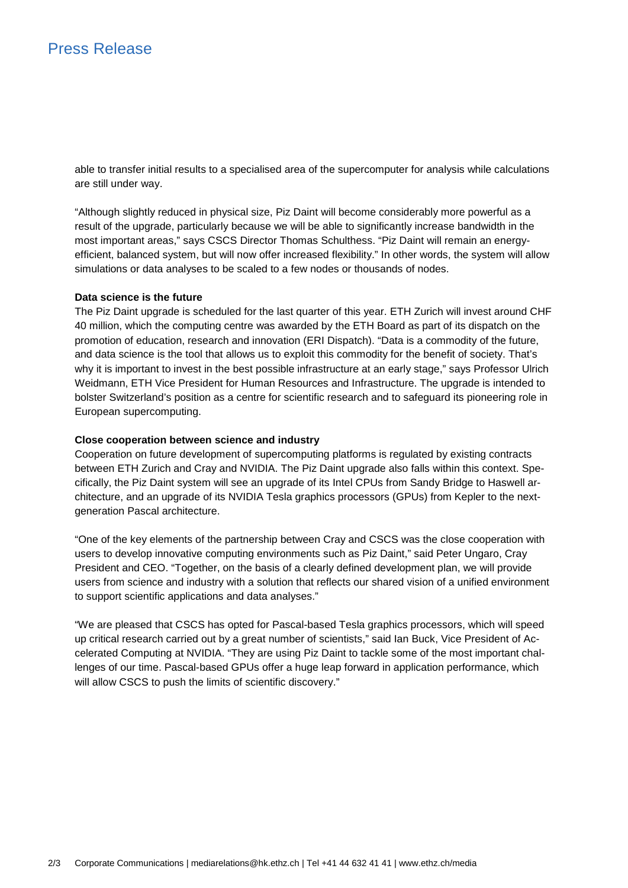able to transfer initial results to a specialised area of the supercomputer for analysis while calculations are still under way.

"Although slightly reduced in physical size, Piz Daint will become considerably more powerful as a result of the upgrade, particularly because we will be able to significantly increase bandwidth in the most important areas," says CSCS Director Thomas Schulthess. "Piz Daint will remain an energy-efficient, balanced system, but will now offer increased flexibility." In other words, the system will allow simulations or data analyses to be scaled to a few nodes or thousands of nodes.

**Data science is the future**

The Piz Daint upgrade is scheduled for the last quarter of this year. ETH Zurich will invest around CHF 40 million, which the computing centre was awarded by the ETH Board as part of its dispatch on the promotion of education, research and innovation (ERI Dispatch). "Data is a commodity of the future, and data science is the tool that allows us to exploit this commodity for the benefit of society. That's why it is important to invest in the best possible infrastructure at an early stage," says Professor Ulrich Weidmann, ETH Vice President for Human Resources and Infrastructure. The upgrade is intended to bolster Switzerland's position as a centre for scientific research and to safeguard its pioneering role in European supercomputing.

**Close cooperation between science and industry**

Cooperation on future development of supercomputing platforms is regulated by existing contracts between ETH Zurich and Cray and NVIDIA. The Piz Daint upgrade also falls within this context. Specifically, the Piz Daint system will see an upgrade of its Intel CPUs from Sandy Bridge to Haswell architecture, and an upgrade of its NVIDIA Tesla graphics processors (GPUs) from Kepler to the next-generation Pascal architecture.

"One of the key elements of the partnership between Cray and CSCS was the close cooperation with users to develop innovative computing environments such as Piz Daint," said Peter Ungaro, Cray President and CEO. "Together, on the basis of a clearly defined development plan, we will provide users from science and industry with a solution that reflects our shared vision of a unified environment to support scientific applications and data analyses."

"We are pleased that CSCS has opted for Pascal-based Tesla graphics processors, which will speed up critical research carried out by a great number of scientists," said Ian Buck, Vice President of Accelerated Computing at NVIDIA. "They are using Piz Daint to tackle some of the most important challenges of our time. Pascal-based GPUs offer a huge leap forward in application performance, which will allow CSCS to push the limits of scientific discovery."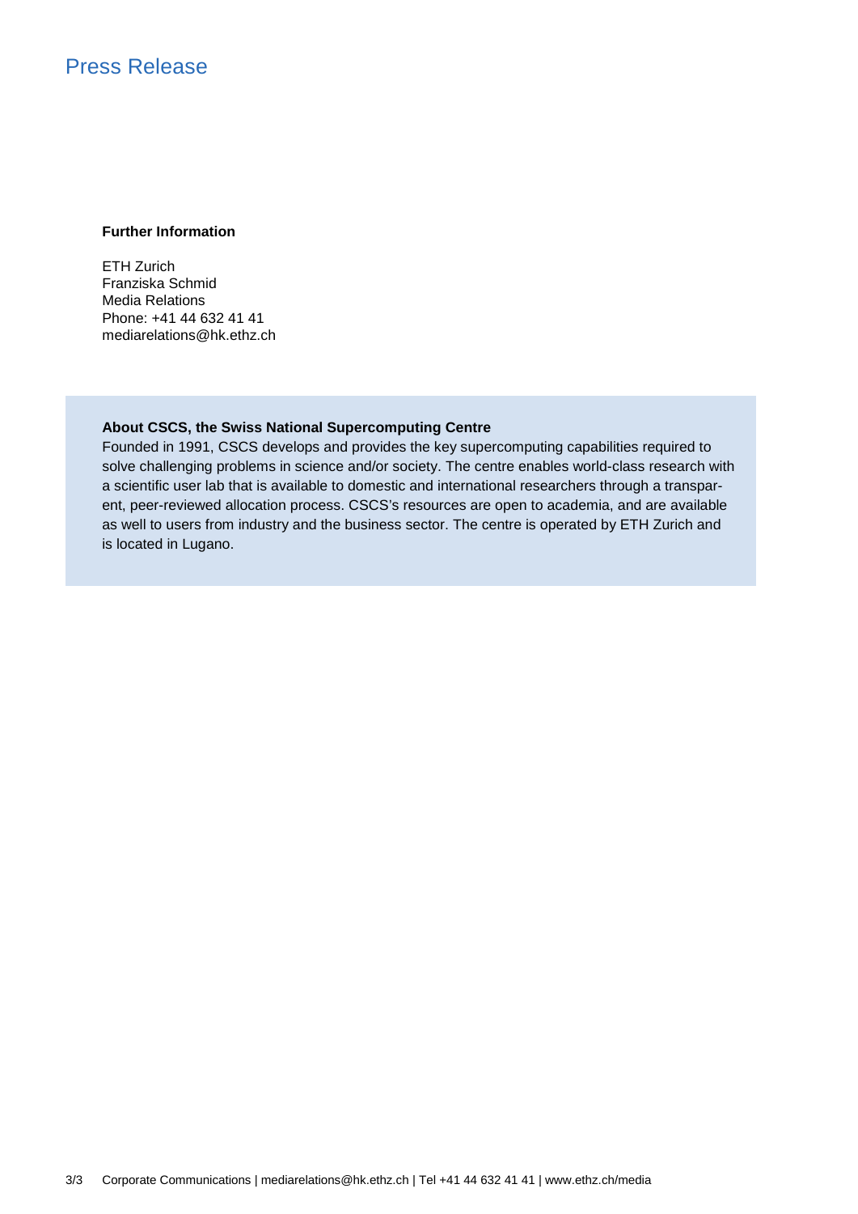**Further Information**

ETH Zurich
Franziska Schmid
Media Relations
Phone: +41 44 632 41 41
mediarelations@hk.ethz.ch

**About CSCS, the Swiss National Supercomputing Centre**

Founded in 1991, CSCS develops and provides the key supercomputing capabilities required to solve challenging problems in science and/or society. The centre enables world-class research with a scientific user lab that is available to domestic and international researchers through a transparent, peer-reviewed allocation process. CSCS's resources are open to academia, and are available as well to users from industry and the business sector. The centre is operated by ETH Zurich and is located in Lugano.